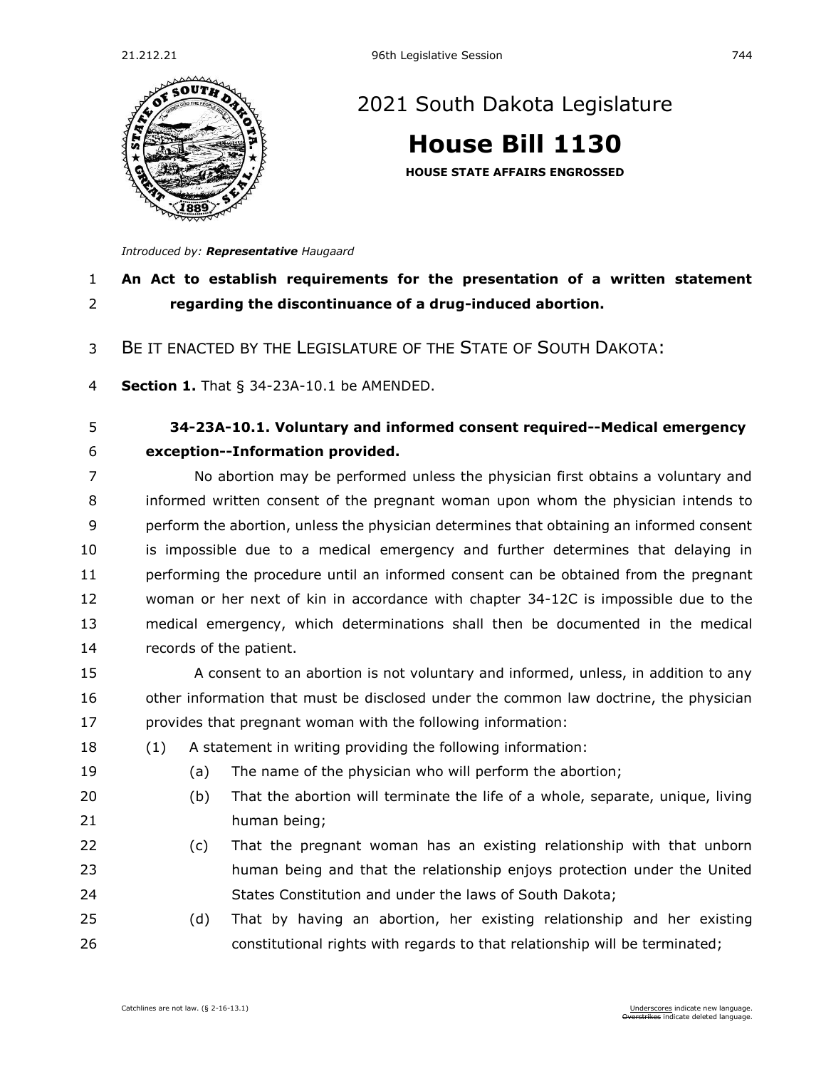# 2021 South Dakota Legislature

## House Bill 1130

**HOUSE STATE AFFAIRS ENGROSSED**

*Introduced by: **Representative** Haugaard*

**An Act to establish requirements for the presentation of a written statement regarding the discontinuance of a drug-induced abortion.**

BE IT ENACTED BY THE LEGISLATURE OF THE STATE OF SOUTH DAKOTA:

**Section 1.** That § 34-23A-10.1 be AMENDED.

**34-23A-10.1. Voluntary and informed consent required--Medical emergency exception--Information provided.**

No abortion may be performed unless the physician first obtains a voluntary and informed written consent of the pregnant woman upon whom the physician intends to perform the abortion, unless the physician determines that obtaining an informed consent is impossible due to a medical emergency and further determines that delaying in performing the procedure until an informed consent can be obtained from the pregnant woman or her next of kin in accordance with chapter 34-12C is impossible due to the medical emergency, which determinations shall then be documented in the medical records of the patient.

A consent to an abortion is not voluntary and informed, unless, in addition to any other information that must be disclosed under the common law doctrine, the physician provides that pregnant woman with the following information:

(1) A statement in writing providing the following information:

(a) The name of the physician who will perform the abortion;

(b) That the abortion will terminate the life of a whole, separate, unique, living human being;

(c) That the pregnant woman has an existing relationship with that unborn human being and that the relationship enjoys protection under the United States Constitution and under the laws of South Dakota;

(d) That by having an abortion, her existing relationship and her existing constitutional rights with regards to that relationship will be terminated;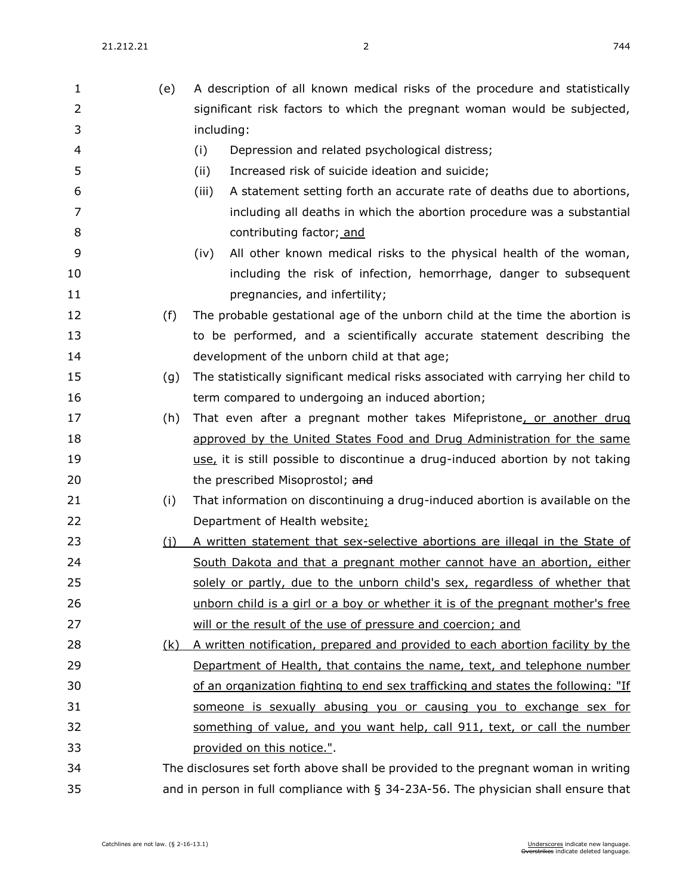(e) A description of all known medical risks of the procedure and statistically significant risk factors to which the pregnant woman would be subjected, including:

(i) Depression and related psychological distress;

(ii) Increased risk of suicide ideation and suicide;

(iii) A statement setting forth an accurate rate of deaths due to abortions, including all deaths in which the abortion procedure was a substantial contributing factor; and

(iv) All other known medical risks to the physical health of the woman, including the risk of infection, hemorrhage, danger to subsequent pregnancies, and infertility;

(f) The probable gestational age of the unborn child at the time the abortion is to be performed, and a scientifically accurate statement describing the development of the unborn child at that age;

(g) The statistically significant medical risks associated with carrying her child to term compared to undergoing an induced abortion;

(h) That even after a pregnant mother takes Mifepristone, or another drug approved by the United States Food and Drug Administration for the same use, it is still possible to discontinue a drug-induced abortion by not taking the prescribed Misoprostol; ~~and~~

(i) That information on discontinuing a drug-induced abortion is available on the Department of Health website;

(j) A written statement that sex-selective abortions are illegal in the State of South Dakota and that a pregnant mother cannot have an abortion, either solely or partly, due to the unborn child's sex, regardless of whether that unborn child is a girl or a boy or whether it is of the pregnant mother's free will or the result of the use of pressure and coercion; and

(k) A written notification, prepared and provided to each abortion facility by the Department of Health, that contains the name, text, and telephone number of an organization fighting to end sex trafficking and states the following: "If someone is sexually abusing you or causing you to exchange sex for something of value, and you want help, call 911, text, or call the number provided on this notice.".

The disclosures set forth above shall be provided to the pregnant woman in writing and in person in full compliance with § 34-23A-56. The physician shall ensure that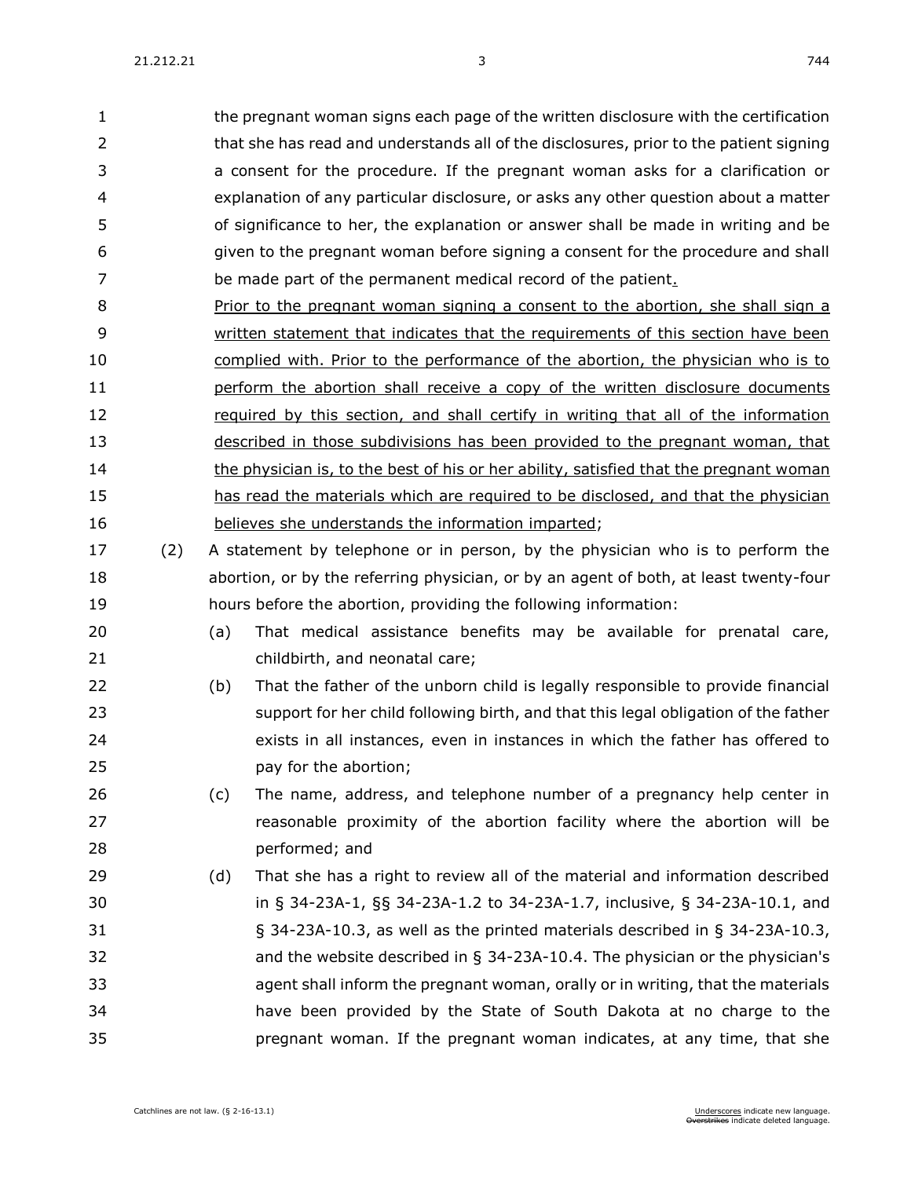the pregnant woman signs each page of the written disclosure with the certification that she has read and understands all of the disclosures, prior to the patient signing a consent for the procedure. If the pregnant woman asks for a clarification or explanation of any particular disclosure, or asks any other question about a matter of significance to her, the explanation or answer shall be made in writing and be given to the pregnant woman before signing a consent for the procedure and shall be made part of the permanent medical record of the patient. Prior to the pregnant woman signing a consent to the abortion, she shall sign a written statement that indicates that the requirements of this section have been complied with. Prior to the performance of the abortion, the physician who is to perform the abortion shall receive a copy of the written disclosure documents required by this section, and shall certify in writing that all of the information described in those subdivisions has been provided to the pregnant woman, that the physician is, to the best of his or her ability, satisfied that the pregnant woman has read the materials which are required to be disclosed, and that the physician believes she understands the information imparted;

(2) A statement by telephone or in person, by the physician who is to perform the abortion, or by the referring physician, or by an agent of both, at least twenty-four hours before the abortion, providing the following information:

(a) That medical assistance benefits may be available for prenatal care, childbirth, and neonatal care;

(b) That the father of the unborn child is legally responsible to provide financial support for her child following birth, and that this legal obligation of the father exists in all instances, even in instances in which the father has offered to pay for the abortion;

(c) The name, address, and telephone number of a pregnancy help center in reasonable proximity of the abortion facility where the abortion will be performed; and

(d) That she has a right to review all of the material and information described in § 34-23A-1, §§ 34-23A-1.2 to 34-23A-1.7, inclusive, § 34-23A-10.1, and § 34-23A-10.3, as well as the printed materials described in § 34-23A-10.3, and the website described in § 34-23A-10.4. The physician or the physician's agent shall inform the pregnant woman, orally or in writing, that the materials have been provided by the State of South Dakota at no charge to the pregnant woman. If the pregnant woman indicates, at any time, that she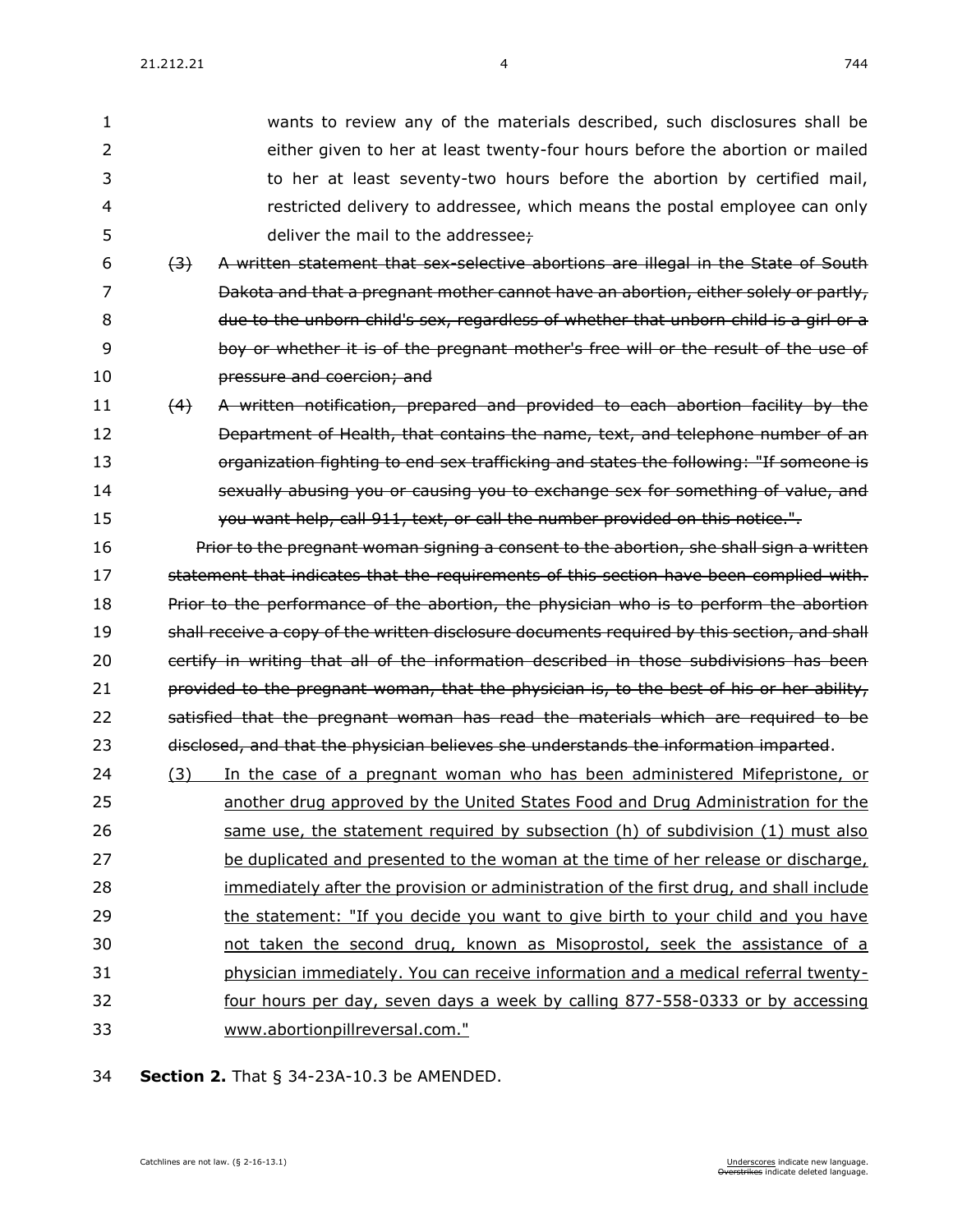wants to review any of the materials described, such disclosures shall be either given to her at least twenty-four hours before the abortion or mailed to her at least seventy-two hours before the abortion by certified mail, restricted delivery to addressee, which means the postal employee can only deliver the mail to the addressee~~;~~

~~(3) A written statement that sex-selective abortions are illegal in the State of South Dakota and that a pregnant mother cannot have an abortion, either solely or partly, due to the unborn child's sex, regardless of whether that unborn child is a girl or a boy or whether it is of the pregnant mother's free will or the result of the use of pressure and coercion; and~~

~~(4) A written notification, prepared and provided to each abortion facility by the Department of Health, that contains the name, text, and telephone number of an organization fighting to end sex trafficking and states the following: "If someone is sexually abusing you or causing you to exchange sex for something of value, and you want help, call 911, text, or call the number provided on this notice.".~~

~~Prior to the pregnant woman signing a consent to the abortion, she shall sign a written statement that indicates that the requirements of this section have been complied with. Prior to the performance of the abortion, the physician who is to perform the abortion shall receive a copy of the written disclosure documents required by this section, and shall certify in writing that all of the information described in those subdivisions has been provided to the pregnant woman, that the physician is, to the best of his or her ability, satisfied that the pregnant woman has read the materials which are required to be disclosed, and that the physician believes she understands the information imparted~~.

<u>(3) In the case of a pregnant woman who has been administered Mifepristone, or another drug approved by the United States Food and Drug Administration for the same use, the statement required by subsection (h) of subdivision (1) must also be duplicated and presented to the woman at the time of her release or discharge, immediately after the provision or administration of the first drug, and shall include the statement: "If you decide you want to give birth to your child and you have not taken the second drug, known as Misoprostol, seek the assistance of a physician immediately. You can receive information and a medical referral twenty-four hours per day, seven days a week by calling 877-558-0333 or by accessing www.abortionpillreversal.com."</u>

**Section 2.** That § 34-23A-10.3 be AMENDED.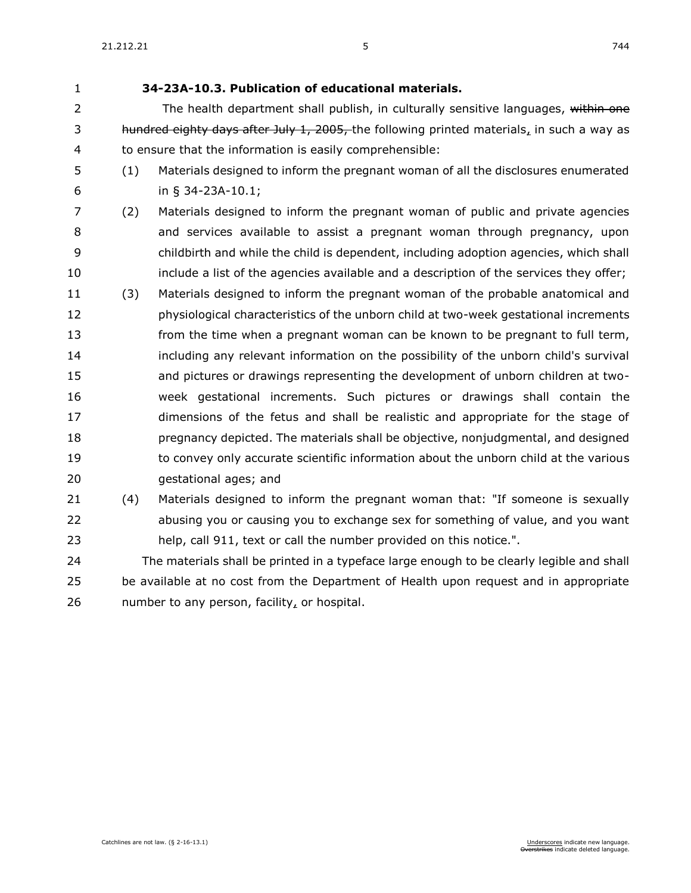**34-23A-10.3. Publication of educational materials.**

The health department shall publish, in culturally sensitive languages, ~~within one hundred eighty days after July 1, 2005,~~ the following printed materials, in such a way as to ensure that the information is easily comprehensible:

(1) Materials designed to inform the pregnant woman of all the disclosures enumerated in § 34-23A-10.1;

(2) Materials designed to inform the pregnant woman of public and private agencies and services available to assist a pregnant woman through pregnancy, upon childbirth and while the child is dependent, including adoption agencies, which shall include a list of the agencies available and a description of the services they offer;

(3) Materials designed to inform the pregnant woman of the probable anatomical and physiological characteristics of the unborn child at two-week gestational increments from the time when a pregnant woman can be known to be pregnant to full term, including any relevant information on the possibility of the unborn child's survival and pictures or drawings representing the development of unborn children at two-week gestational increments. Such pictures or drawings shall contain the dimensions of the fetus and shall be realistic and appropriate for the stage of pregnancy depicted. The materials shall be objective, nonjudgmental, and designed to convey only accurate scientific information about the unborn child at the various gestational ages; and

(4) Materials designed to inform the pregnant woman that: "If someone is sexually abusing you or causing you to exchange sex for something of value, and you want help, call 911, text or call the number provided on this notice.".

The materials shall be printed in a typeface large enough to be clearly legible and shall be available at no cost from the Department of Health upon request and in appropriate number to any person, facility, or hospital.